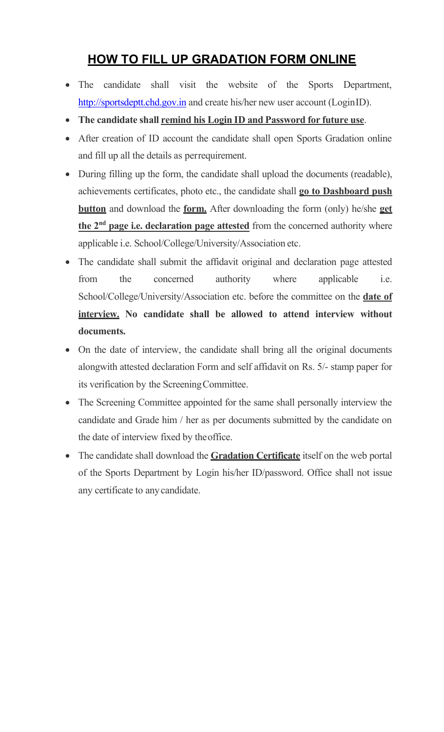## <u>HOW TO FILL UP GRADATION FORM ONLINE</u>

- The candidate shall visit the website of the Sports Department, [http://sportsdeptt.chd.gov.in](http://sportsdeptt.chd.gov.in) and create his/her new user account (LoginID).
- **The candidate shall <u>remind his Login ID and Password for future use</u>**.
- After creation of ID account the candidate shall open Sports Gradation online and fill up all the details as perrequirement.
- During filling up the form, the candidate shall upload the documents (readable), achievements certificates, photo etc., the candidate shall **<u>go to Dashboard push button</u>** and download the **<u>form.</u>** After downloading the form (only) he/she **<u>get the 2nd page i.e. declaration page attested</u>** from the concerned authority where applicable i.e. School/College/University/Association etc.
- The candidate shall submit the affidavit original and declaration page attested from the concerned authority where applicable i.e. School/College/University/Association etc. before the committee on the **<u>date of interview.</u> No candidate shall be allowed to attend interview without documents.**
- On the date of interview, the candidate shall bring all the original documents alongwith attested declaration Form and self affidavit on Rs. 5/- stamp paper for its verification by the ScreeningCommittee.
- The Screening Committee appointed for the same shall personally interview the candidate and Grade him / her as per documents submitted by the candidate on the date of interview fixed by theoffice.
- The candidate shall download the **<u>Gradation Certificate</u>** itself on the web portal of the Sports Department by Login his/her ID/password. Office shall not issue any certificate to anycandidate.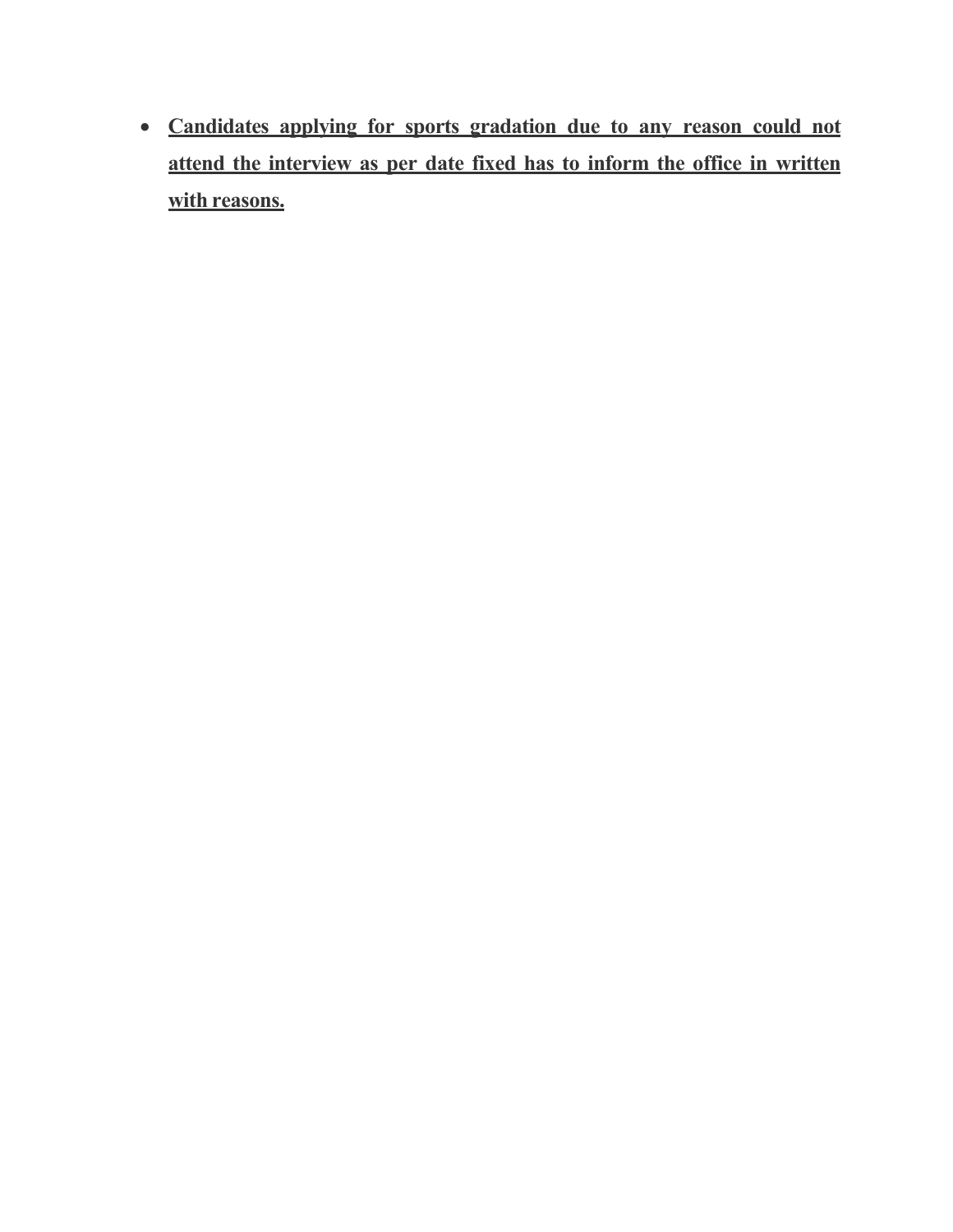- **<u>Candidates applying for sports gradation due to any reason could not attend the interview as per date fixed has to inform the office in written with reasons.</u>**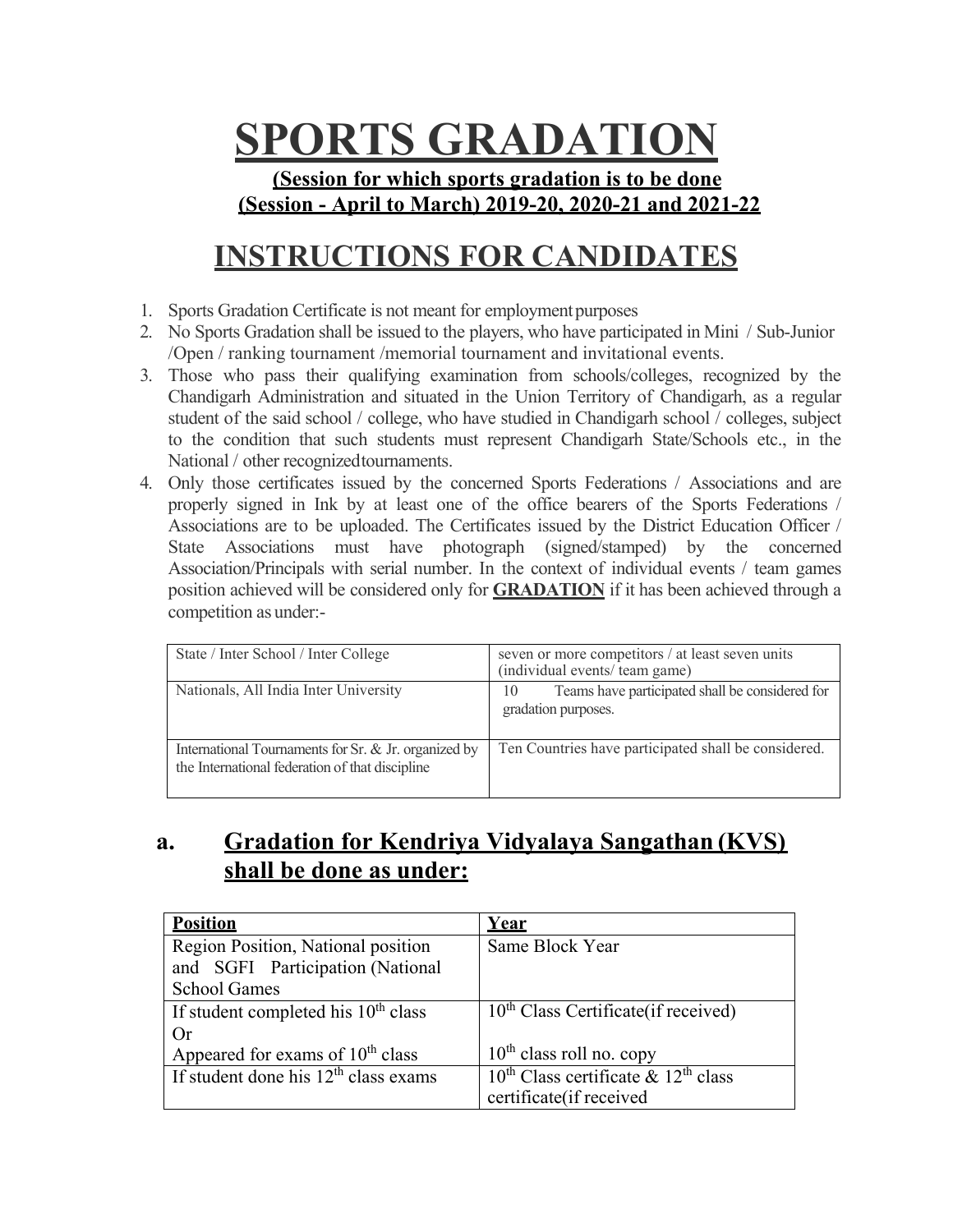# SPORTS GRADATION

**(Session for which sports gradation is to be done (Session - April to March) 2019-20, 2020-21 and 2021-22**

## INSTRUCTIONS FOR CANDIDATES

1. Sports Gradation Certificate is not meant for employment purposes
2. No Sports Gradation shall be issued to the players, who have participated in Mini / Sub-Junior /Open / ranking tournament /memorial tournament and invitational events.
3. Those who pass their qualifying examination from schools/colleges, recognized by the Chandigarh Administration and situated in the Union Territory of Chandigarh, as a regular student of the said school / college, who have studied in Chandigarh school / colleges, subject to the condition that such students must represent Chandigarh State/Schools etc., in the National / other recognized tournaments.
4. Only those certificates issued by the concerned Sports Federations / Associations and are properly signed in Ink by at least one of the office bearers of the Sports Federations / Associations are to be uploaded. The Certificates issued by the District Education Officer / State Associations must have photograph (signed/stamped) by the concerned Association/Principals with serial number. In the context of individual events / team games position achieved will be considered only for **GRADATION** if it has been achieved through a competition as under:-

| | |
|---|---|
| State / Inter School / Inter College | seven or more competitors / at least seven units (individual events/ team game) |
| Nationals, All India Inter University | 10 Teams have participated shall be considered for gradation purposes. |
| International Tournaments for Sr. & Jr. organized by the International federation of that discipline | Ten Countries have participated shall be considered. |

## a. Gradation for Kendriya Vidyalaya Sangathan (KVS) shall be done as under:

| **Position** | **Year** |
|---|---|
| Region Position, National position and SGFI Participation (National School Games | Same Block Year |
| If student completed his 10th class<br>Or<br>Appeared for exams of 10th class | 10th Class Certificate(if received)<br><br>10th class roll no. copy |
| If student done his 12th class exams | 10th Class certificate & 12th class certificate(if received |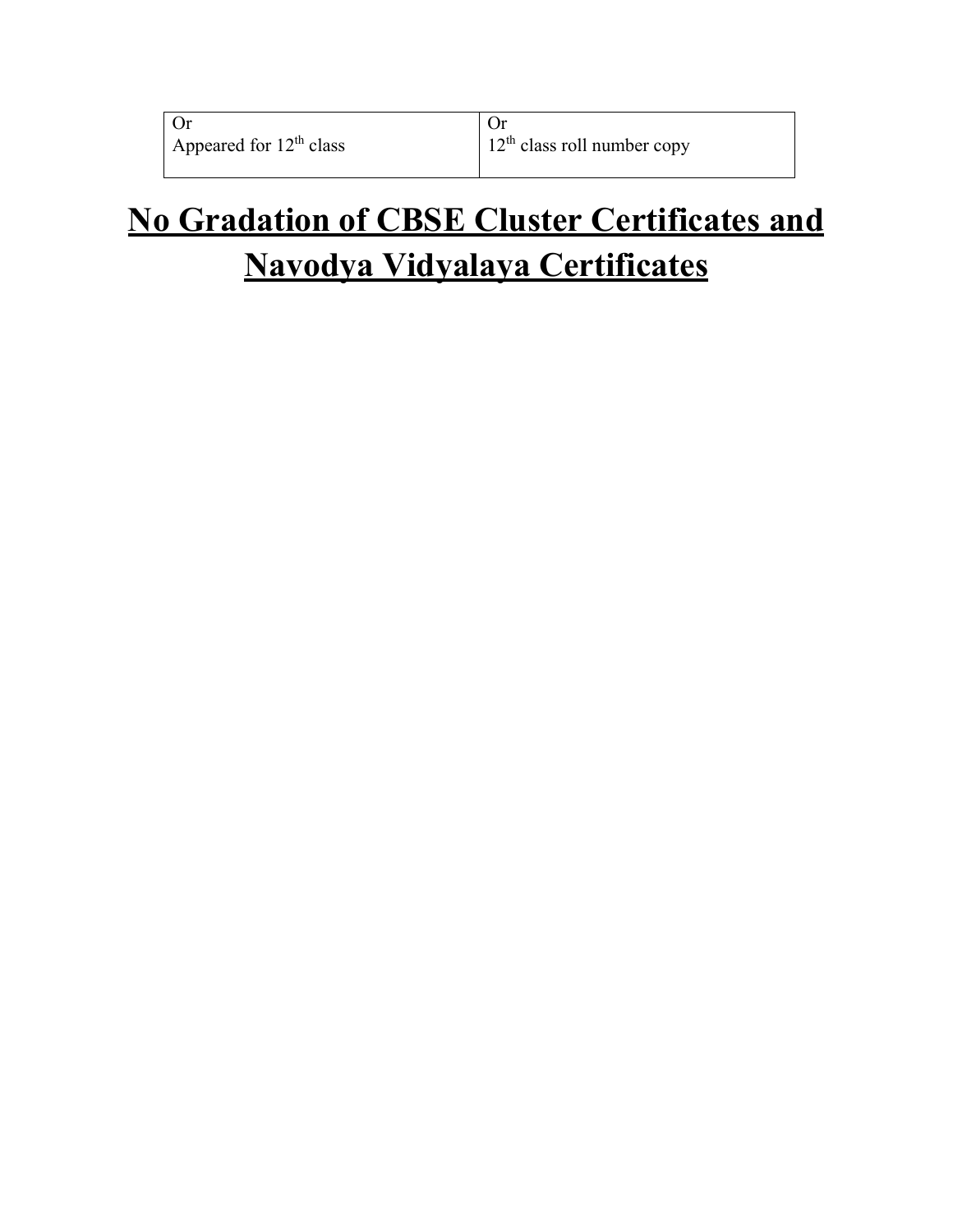| | |
|---|---|
| Or<br>Appeared for $12^{th}$ class | Or<br>$12^{th}$ class roll number copy |

# **No Gradation of CBSE Cluster Certificates and Navodya Vidyalaya Certificates**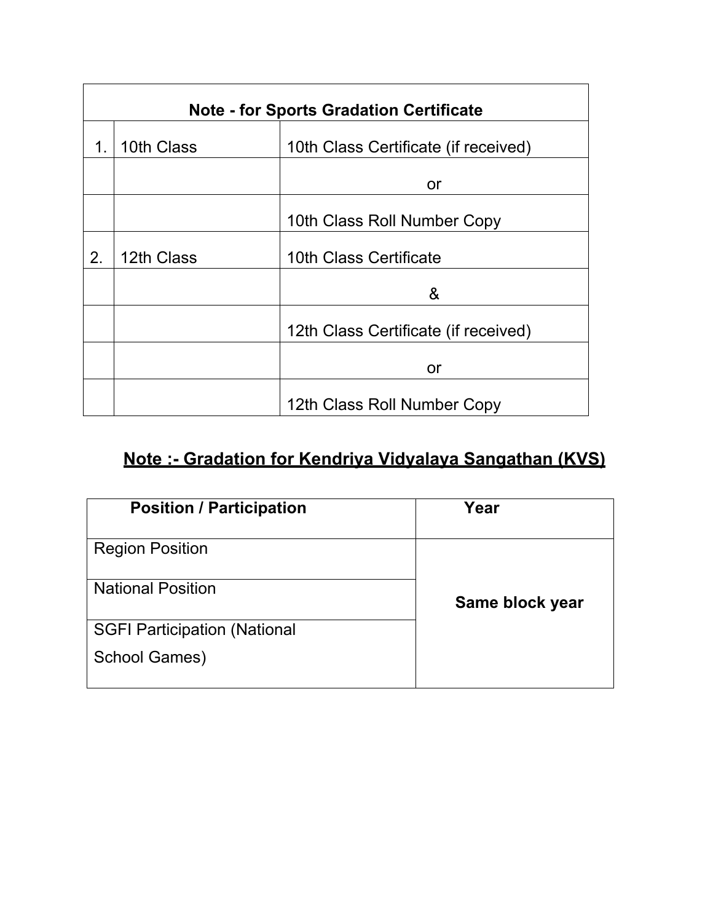| Note - for Sports Gradation Certificate | | |
|---|---|---|
| 1. | 10th Class | 10th Class Certificate (if received) |
| | | or |
| | | 10th Class Roll Number Copy |
| 2. | 12th Class | 10th Class Certificate |
| | | & |
| | | 12th Class Certificate (if received) |
| | | or |
| | | 12th Class Roll Number Copy |

## Note :- Gradation for Kendriya Vidyalaya Sangathan (KVS)

| Position / Participation | Year |
|---|---|
| Region Position | Same block year |
| National Position | |
| SGFI Participation (National School Games) | |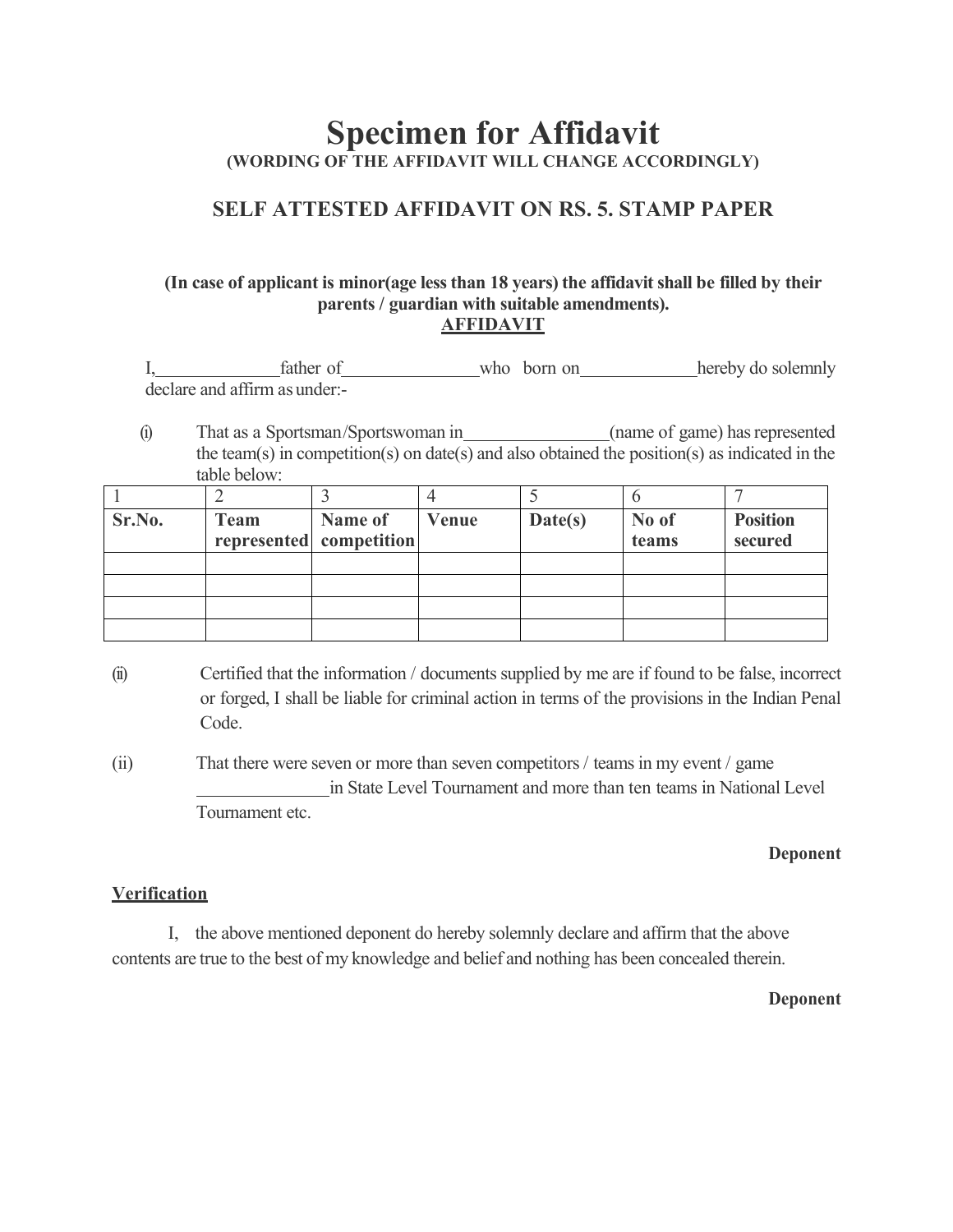# Specimen for Affidavit

**(WORDING OF THE AFFIDAVIT WILL CHANGE ACCORDINGLY)**

## SELF ATTESTED AFFIDAVIT ON RS. 5. STAMP PAPER

**(In case of applicant is minor(age less than 18 years) the affidavit shall be filled by their parents / guardian with suitable amendments).**

**AFFIDAVIT**

I,\_\_\_\_\_\_\_\_\_\_\_\_\_\_father of\_\_\_\_\_\_\_\_\_\_\_\_\_\_\_\_who born on\_\_\_\_\_\_\_\_\_\_\_\_\_\_hereby do solemnly declare and affirm as under:-

(i) That as a Sportsman/Sportswoman in\_\_\_\_\_\_\_\_\_\_\_\_\_\_\_\_\_(name of game) has represented the team(s) in competition(s) on date(s) and also obtained the position(s) as indicated in the table below:

| 1 | 2 | 3 | 4 | 5 | 6 | 7 |
|---|---|---|---|---|---|---|
| **Sr.No.** | **Team represented** | **Name of competition** | **Venue** | **Date(s)** | **No of teams** | **Position secured** |
| | | | | | | |
| | | | | | | |
| | | | | | | |
| | | | | | | |

(ii) Certified that the information / documents supplied by me are if found to be false, incorrect or forged, I shall be liable for criminal action in terms of the provisions in the Indian Penal Code.

(ii) That there were seven or more than seven competitors / teams in my event / game \_\_\_\_\_\_\_\_\_\_\_\_\_\_\_in State Level Tournament and more than ten teams in National Level Tournament etc.

**Deponent**

**Verification**

I, the above mentioned deponent do hereby solemnly declare and affirm that the above contents are true to the best of my knowledge and belief and nothing has been concealed therein.

**Deponent**